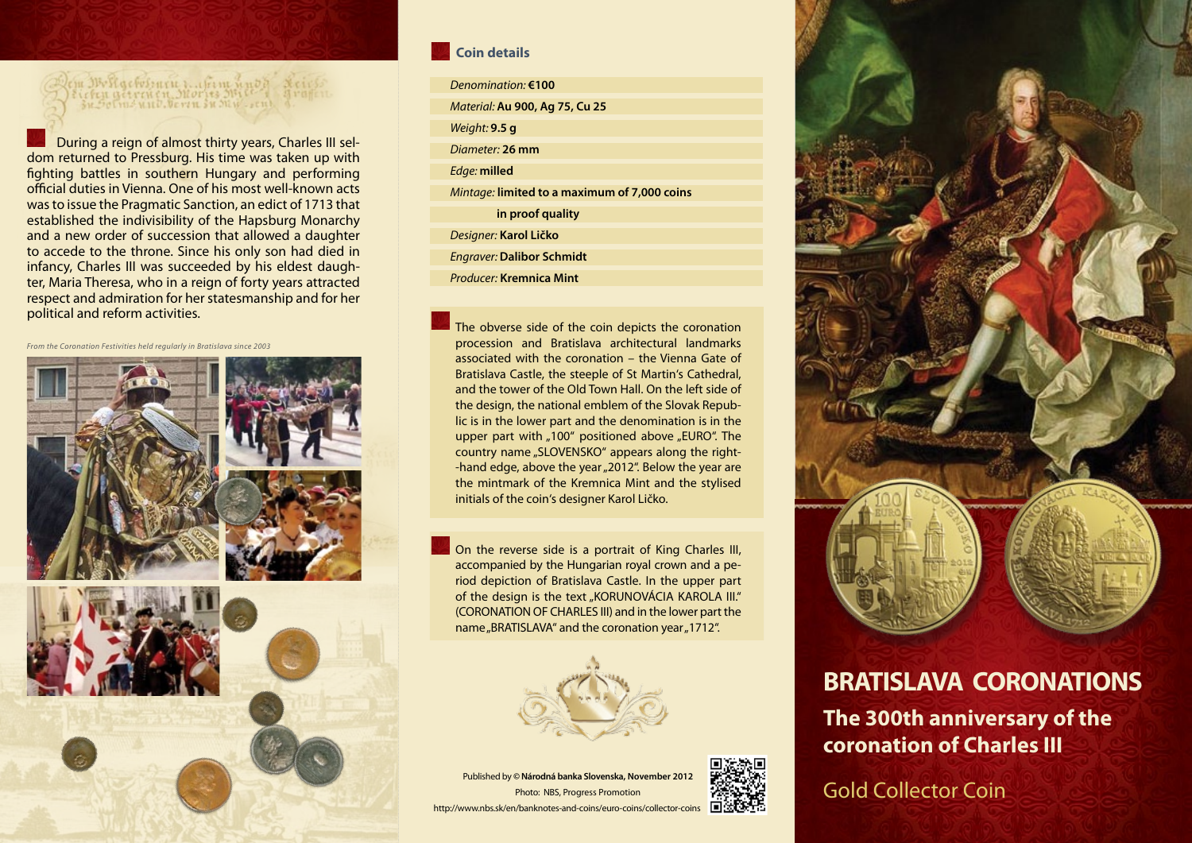During a reign of almost thirty years, Charles III seldom returned to Pressburg. His time was taken up with fighting battles in southern Hungary and performing official duties in Vienna. One of his most well-known acts was to issue the Pragmatic Sanction, an edict of 1713 that established the indivisibility of the Hapsburg Monarchy and a new order of succession that allowed a daughter to accede to the throne. Since his only son had died in infancy, Charles III was succeeded by his eldest daughter, Maria Theresa, who in a reign of forty years attracted respect and admiration for her statesmanship and for her political and reform activities.

*From the Coronation Festivities held regularly in Bratislava since 2003*

## Coin details

*Denomination:* **€100**

*Material:* **Au 900, Ag 75, Cu 25**

*Weight:* **9.5 g**

*Diameter:* **26 mm**

*Edge:* **milled**

*Mintage:* **limited to a maximum of 7,000 coins in proof quality**

*Designer:* **Karol Ličko**

*Engraver:* **Dalibor Schmidt**

*Producer:* **Kremnica Mint**

The obverse side of the coin depicts the coronation procession and Bratislava architectural landmarks associated with the coronation – the Vienna Gate of Bratislava Castle, the steeple of St Martin's Cathedral, and the tower of the Old Town Hall. On the left side of the design, the national emblem of the Slovak Republic is in the lower part and the denomination is in the upper part with „100" positioned above „EURO". The country name „SLOVENSKO" appears along the right-hand edge, above the year „2012". Below the year are the mintmark of the Kremnica Mint and the stylised initials of the coin's designer Karol Ličko.

On the reverse side is a portrait of King Charles III, accompanied by the Hungarian royal crown and a period depiction of Bratislava Castle. In the upper part of the design is the text „KORUNOVÁCIA KAROLA III." (CORONATION OF CHARLES III) and in the lower part the name „BRATISLAVA" and the coronation year „1712".

Published by © **Národná banka Slovenska, November 2012**
Photo: NBS, Progress Promotion
http://www.nbs.sk/en/banknotes-and-coins/euro-coins/collector-coins

# BRATISLAVA CORONATIONS

## The 300th anniversary of the coronation of Charles III

Gold Collector Coin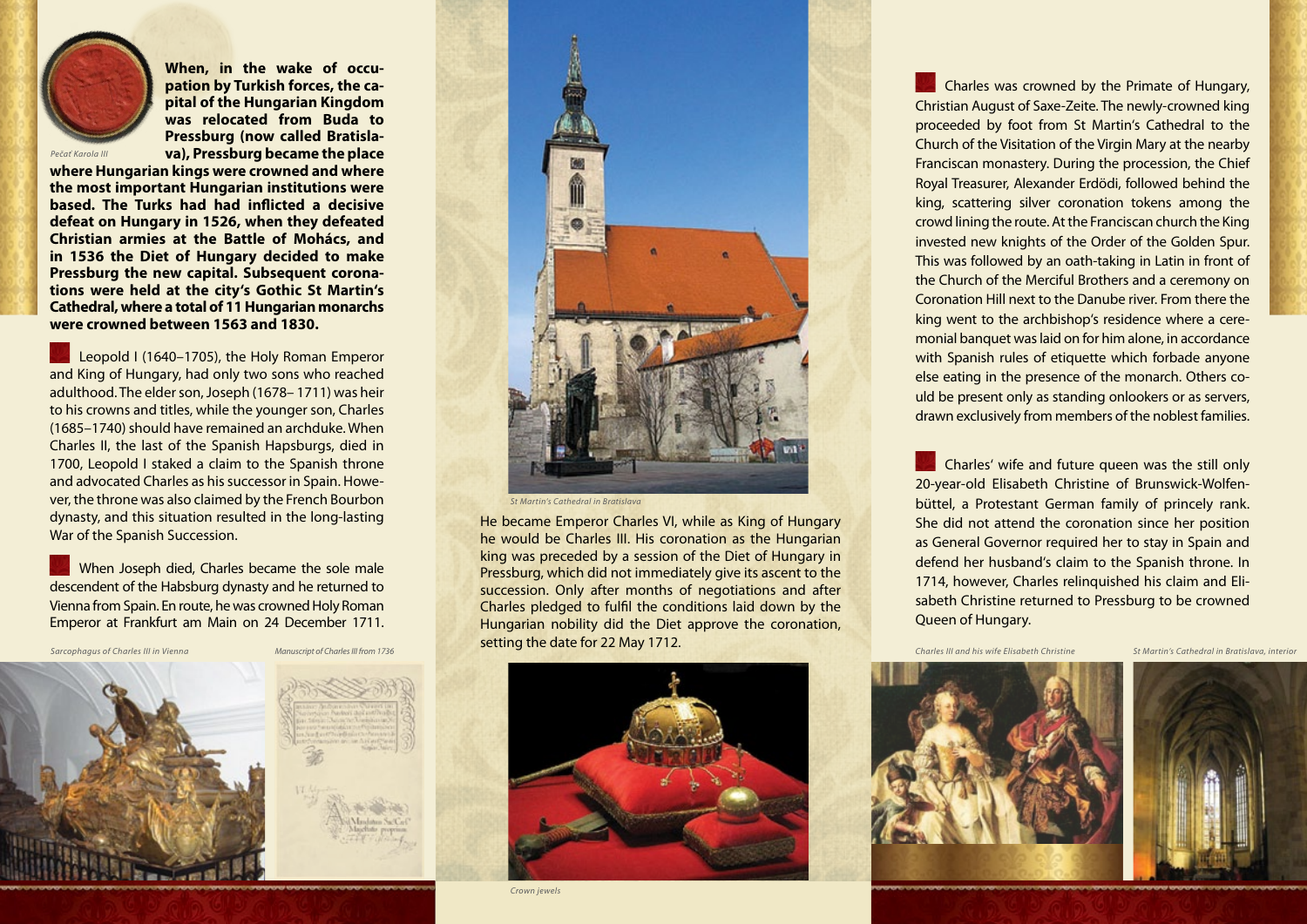Pečat Karola III

**When, in the wake of occupation by Turkish forces, the capital of the Hungarian Kingdom was relocated from Buda to Pressburg (now called Bratislava), Pressburg became the place where Hungarian kings were crowned and where the most important Hungarian institutions were based. The Turks had had inflicted a decisive defeat on Hungary in 1526, when they defeated Christian armies at the Battle of Mohács, and in 1536 the Diet of Hungary decided to make Pressburg the new capital. Subsequent coronations were held at the city's Gothic St Martin's Cathedral, where a total of 11 Hungarian monarchs were crowned between 1563 and 1830.**

Leopold I (1640–1705), the Holy Roman Emperor and King of Hungary, had only two sons who reached adulthood. The elder son, Joseph (1678– 1711) was heir to his crowns and titles, while the younger son, Charles (1685–1740) should have remained an archduke. When Charles II, the last of the Spanish Hapsburgs, died in 1700, Leopold I staked a claim to the Spanish throne and advocated Charles as his successor in Spain. However, the throne was also claimed by the French Bourbon dynasty, and this situation resulted in the long-lasting War of the Spanish Succession.

When Joseph died, Charles became the sole male descendent of the Habsburg dynasty and he returned to Vienna from Spain. En route, he was crowned Holy Roman Emperor at Frankfurt am Main on 24 December 1711.

Sarcophagus of Charles III in Vienna

Manuscript of Charles III from 1736

St Martin's Cathedral in Bratislava

He became Emperor Charles VI, while as King of Hungary he would be Charles III. His coronation as the Hungarian king was preceded by a session of the Diet of Hungary in Pressburg, which did not immediately give its ascent to the succession. Only after months of negotiations and after Charles pledged to fulfil the conditions laid down by the Hungarian nobility did the Diet approve the coronation, setting the date for 22 May 1712.

Crown jewels

Charles was crowned by the Primate of Hungary, Christian August of Saxe-Zeite. The newly-crowned king proceeded by foot from St Martin's Cathedral to the Church of the Visitation of the Virgin Mary at the nearby Franciscan monastery. During the procession, the Chief Royal Treasurer, Alexander Erdödi, followed behind the king, scattering silver coronation tokens among the crowd lining the route. At the Franciscan church the King invested new knights of the Order of the Golden Spur. This was followed by an oath-taking in Latin in front of the Church of the Merciful Brothers and a ceremony on Coronation Hill next to the Danube river. From there the king went to the archbishop's residence where a ceremonial banquet was laid on for him alone, in accordance with Spanish rules of etiquette which forbade anyone else eating in the presence of the monarch. Others could be present only as standing onlookers or as servers, drawn exclusively from members of the noblest families.

Charles' wife and future queen was the still only 20-year-old Elisabeth Christine of Brunswick-Wolfenbüttel, a Protestant German family of princely rank. She did not attend the coronation since her position as General Governor required her to stay in Spain and defend her husband's claim to the Spanish throne. In 1714, however, Charles relinquished his claim and Elisabeth Christine returned to Pressburg to be crowned Queen of Hungary.

Charles III and his wife Elisabeth Christine

St Martin's Cathedral in Bratislava, interior